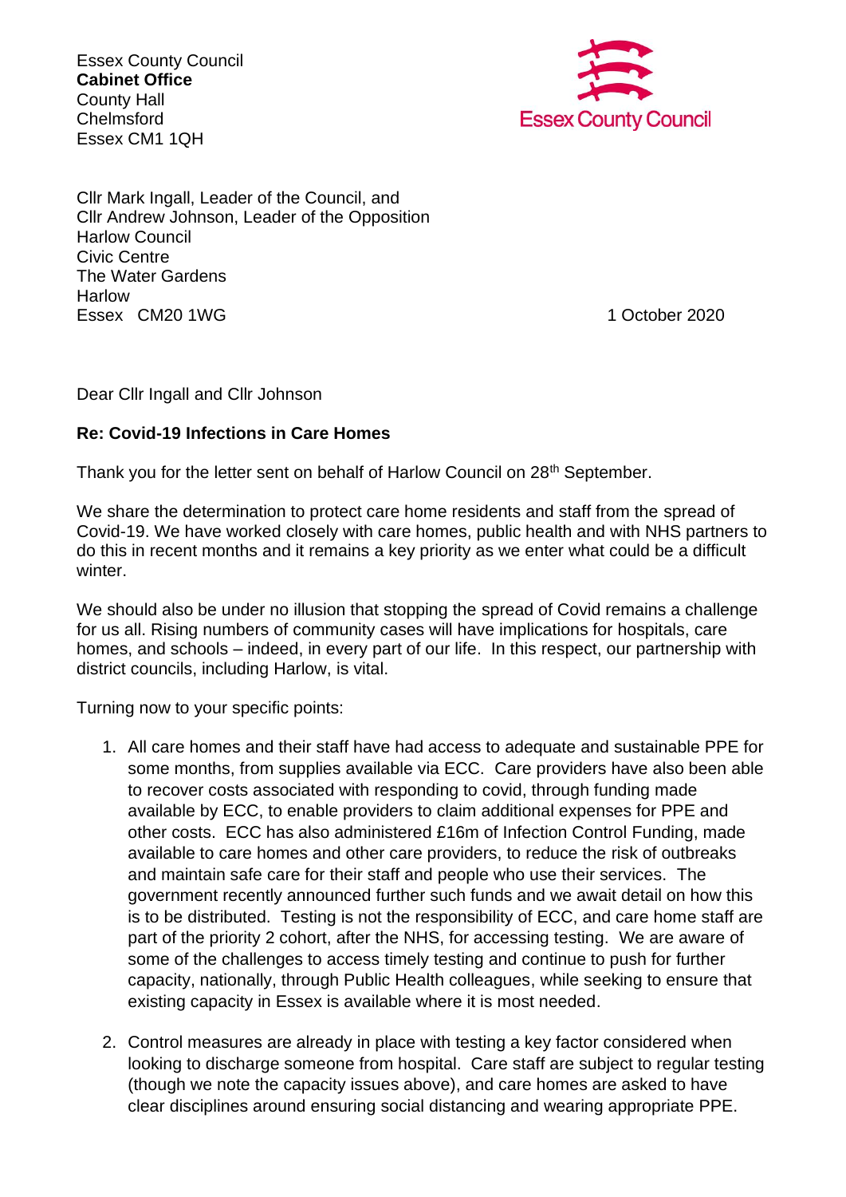Essex County Council
**Cabinet Office**
County Hall
Chelmsford
Essex CM1 1QH

Essex County Council

Cllr Mark Ingall, Leader of the Council, and
Cllr Andrew Johnson, Leader of the Opposition
Harlow Council
Civic Centre
The Water Gardens
Harlow
Essex CM20 1WG

1 October 2020

Dear Cllr Ingall and Cllr Johnson

**Re: Covid-19 Infections in Care Homes**

Thank you for the letter sent on behalf of Harlow Council on 28th September.

We share the determination to protect care home residents and staff from the spread of Covid-19. We have worked closely with care homes, public health and with NHS partners to do this in recent months and it remains a key priority as we enter what could be a difficult winter.

We should also be under no illusion that stopping the spread of Covid remains a challenge for us all. Rising numbers of community cases will have implications for hospitals, care homes, and schools – indeed, in every part of our life. In this respect, our partnership with district councils, including Harlow, is vital.

Turning now to your specific points:

1. All care homes and their staff have had access to adequate and sustainable PPE for some months, from supplies available via ECC. Care providers have also been able to recover costs associated with responding to covid, through funding made available by ECC, to enable providers to claim additional expenses for PPE and other costs. ECC has also administered £16m of Infection Control Funding, made available to care homes and other care providers, to reduce the risk of outbreaks and maintain safe care for their staff and people who use their services. The government recently announced further such funds and we await detail on how this is to be distributed. Testing is not the responsibility of ECC, and care home staff are part of the priority 2 cohort, after the NHS, for accessing testing. We are aware of some of the challenges to access timely testing and continue to push for further capacity, nationally, through Public Health colleagues, while seeking to ensure that existing capacity in Essex is available where it is most needed.

2. Control measures are already in place with testing a key factor considered when looking to discharge someone from hospital. Care staff are subject to regular testing (though we note the capacity issues above), and care homes are asked to have clear disciplines around ensuring social distancing and wearing appropriate PPE.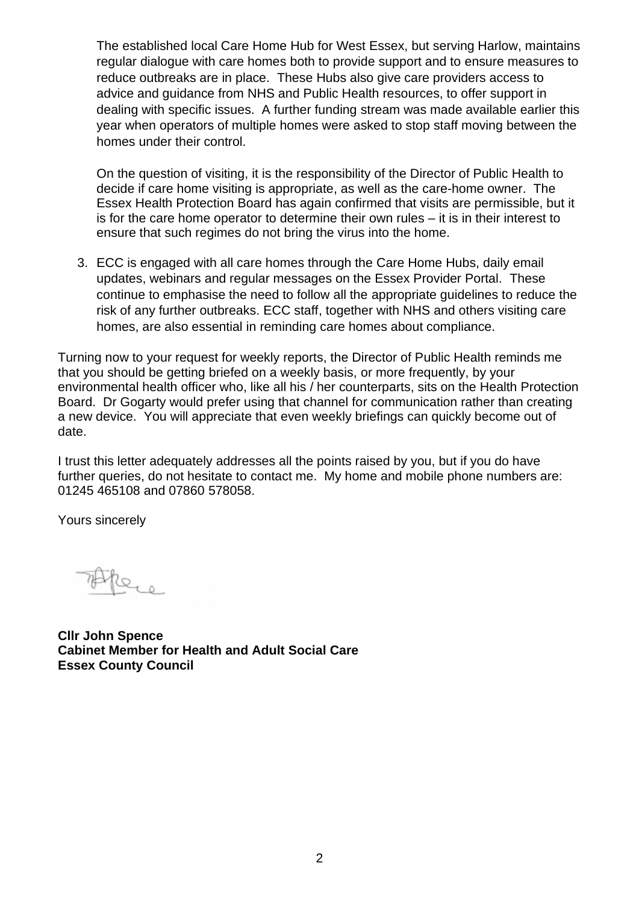The established local Care Home Hub for West Essex, but serving Harlow, maintains regular dialogue with care homes both to provide support and to ensure measures to reduce outbreaks are in place. These Hubs also give care providers access to advice and guidance from NHS and Public Health resources, to offer support in dealing with specific issues. A further funding stream was made available earlier this year when operators of multiple homes were asked to stop staff moving between the homes under their control.

On the question of visiting, it is the responsibility of the Director of Public Health to decide if care home visiting is appropriate, as well as the care-home owner. The Essex Health Protection Board has again confirmed that visits are permissible, but it is for the care home operator to determine their own rules – it is in their interest to ensure that such regimes do not bring the virus into the home.

3. ECC is engaged with all care homes through the Care Home Hubs, daily email updates, webinars and regular messages on the Essex Provider Portal. These continue to emphasise the need to follow all the appropriate guidelines to reduce the risk of any further outbreaks. ECC staff, together with NHS and others visiting care homes, are also essential in reminding care homes about compliance.

Turning now to your request for weekly reports, the Director of Public Health reminds me that you should be getting briefed on a weekly basis, or more frequently, by your environmental health officer who, like all his / her counterparts, sits on the Health Protection Board. Dr Gogarty would prefer using that channel for communication rather than creating a new device. You will appreciate that even weekly briefings can quickly become out of date.

I trust this letter adequately addresses all the points raised by you, but if you do have further queries, do not hesitate to contact me. My home and mobile phone numbers are: 01245 465108 and 07860 578058.

Yours sincerely

**Cllr John Spence**
**Cabinet Member for Health and Adult Social Care**
**Essex County Council**